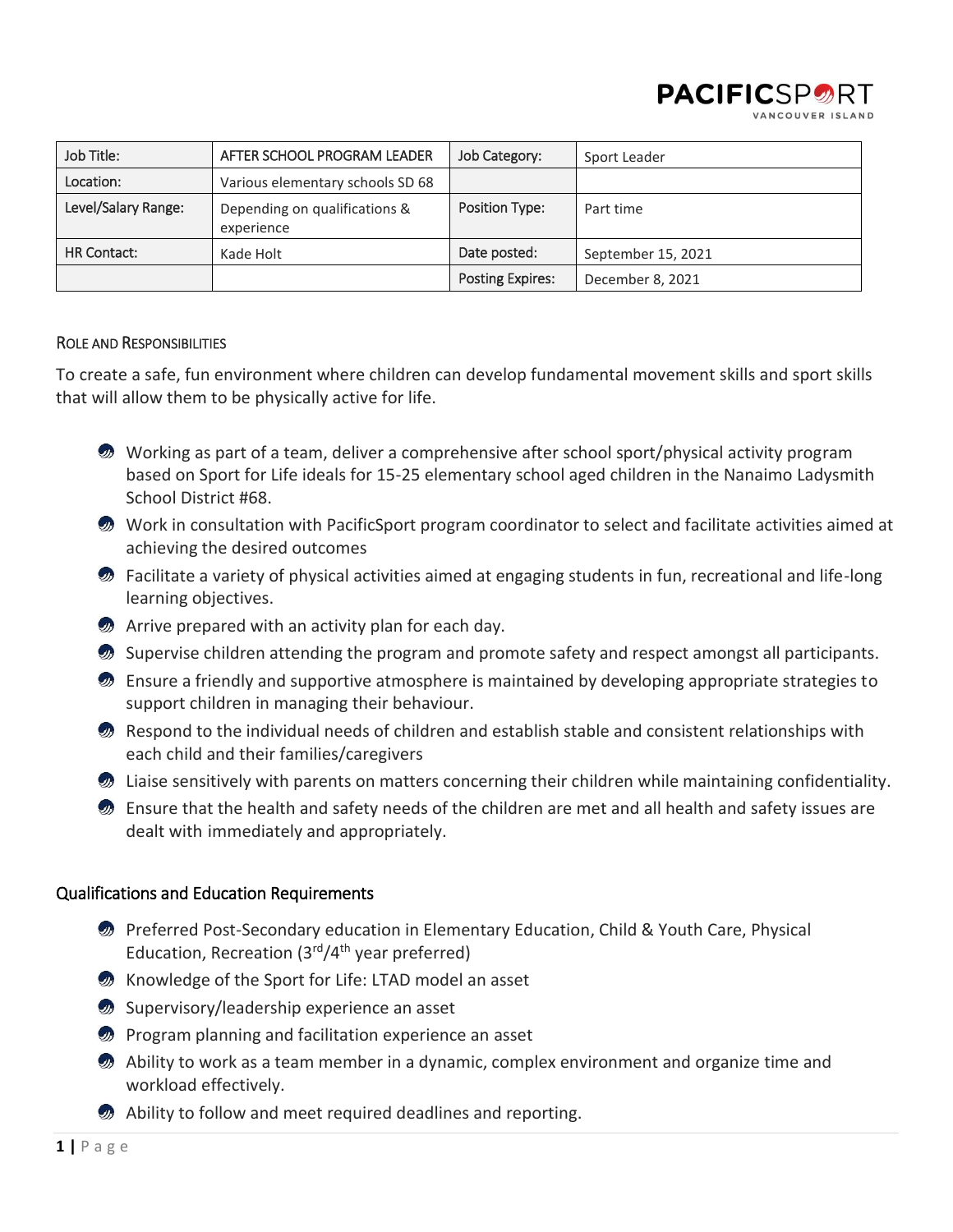| Job Title: | AFTER SCHOOL PROGRAM LEADER | Job Category: | Sport Leader |
|---|---|---|---|
| Location: | Various elementary schools SD 68 | | |
| Level/Salary Range: | Depending on qualifications & experience | Position Type: | Part time |
| HR Contact: | Kade Holt | Date posted: | September 15, 2021 |
| | | Posting Expires: | December 8, 2021 |

## ROLE AND RESPONSIBILITIES

To create a safe, fun environment where children can develop fundamental movement skills and sport skills that will allow them to be physically active for life.

- Working as part of a team, deliver a comprehensive after school sport/physical activity program based on Sport for Life ideals for 15-25 elementary school aged children in the Nanaimo Ladysmith School District #68.
- Work in consultation with PacificSport program coordinator to select and facilitate activities aimed at achieving the desired outcomes
- Facilitate a variety of physical activities aimed at engaging students in fun, recreational and life-long learning objectives.
- Arrive prepared with an activity plan for each day.
- Supervise children attending the program and promote safety and respect amongst all participants.
- Ensure a friendly and supportive atmosphere is maintained by developing appropriate strategies to support children in managing their behaviour.
- Respond to the individual needs of children and establish stable and consistent relationships with each child and their families/caregivers
- Liaise sensitively with parents on matters concerning their children while maintaining confidentiality.
- Ensure that the health and safety needs of the children are met and all health and safety issues are dealt with immediately and appropriately.

## Qualifications and Education Requirements

- Preferred Post-Secondary education in Elementary Education, Child & Youth Care, Physical Education, Recreation (3rd/4th year preferred)
- Knowledge of the Sport for Life: LTAD model an asset
- Supervisory/leadership experience an asset
- Program planning and facilitation experience an asset
- Ability to work as a team member in a dynamic, complex environment and organize time and workload effectively.
- Ability to follow and meet required deadlines and reporting.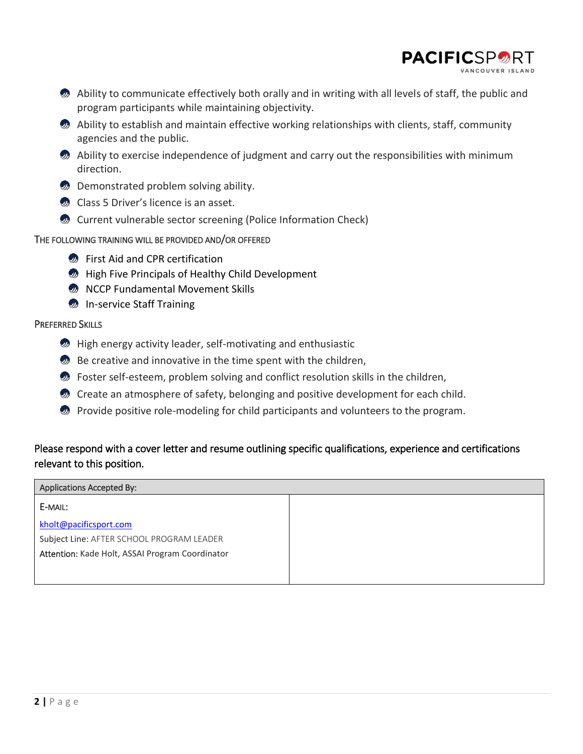- Ability to communicate effectively both orally and in writing with all levels of staff, the public and program participants while maintaining objectivity.
- Ability to establish and maintain effective working relationships with clients, staff, community agencies and the public.
- Ability to exercise independence of judgment and carry out the responsibilities with minimum direction.
- Demonstrated problem solving ability.
- Class 5 Driver's licence is an asset.
- Current vulnerable sector screening (Police Information Check)

### The following training will be provided and/or offered

- First Aid and CPR certification
- High Five Principals of Healthy Child Development
- NCCP Fundamental Movement Skills
- In-service Staff Training

### Preferred Skills

- High energy activity leader, self-motivating and enthusiastic
- Be creative and innovative in the time spent with the children,
- Foster self-esteem, problem solving and conflict resolution skills in the children,
- Create an atmosphere of safety, belonging and positive development for each child.
- Provide positive role-modeling for child participants and volunteers to the program.

Please respond with a cover letter and resume outlining specific qualifications, experience and certifications relevant to this position.

| Applications Accepted By: | |
|---|---|
| E-MAIL:<br>kholt@pacificsport.com<br>Subject Line: AFTER SCHOOL PROGRAM LEADER<br>Attention: Kade Holt, ASSAI Program Coordinator | |